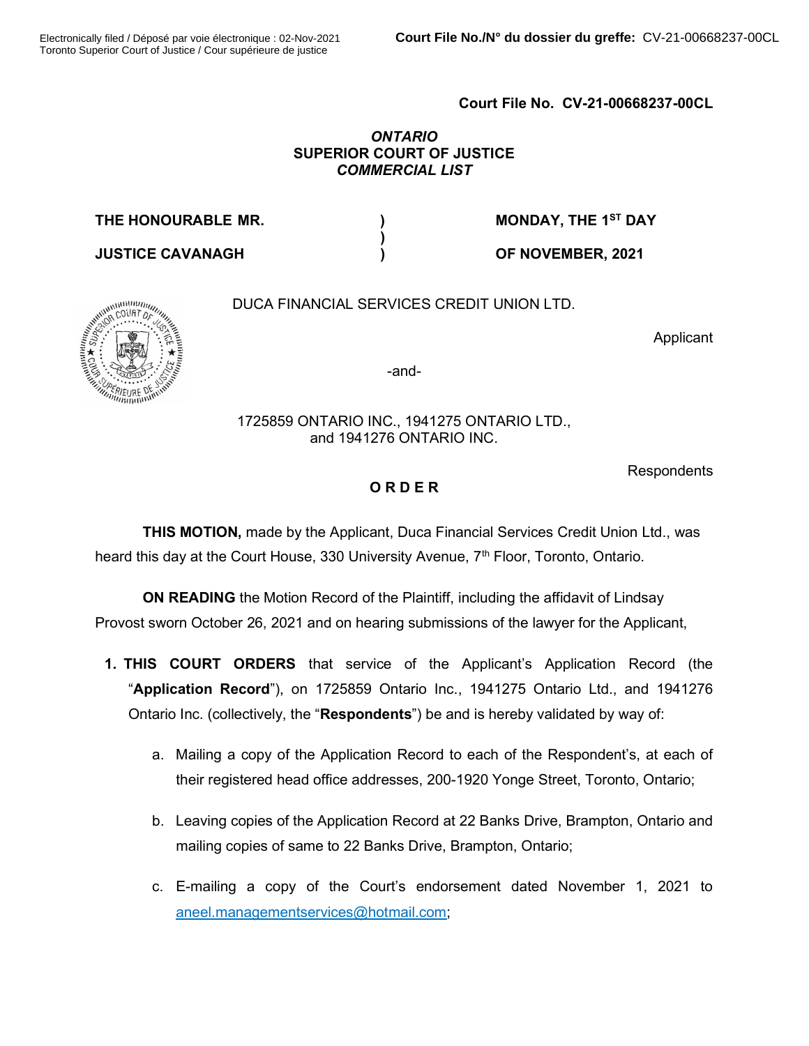Court File No. CV-21-00668237-00CL

*ONTARIO*
**SUPERIOR COURT OF JUSTICE**
*COMMERCIAL LIST*

| | | |
|---|---|---|
| **THE HONOURABLE MR.** | **)** | **MONDAY, THE 1ST DAY** |
| | **)** | |
| **JUSTICE CAVANAGH** | **)** | **OF NOVEMBER, 2021** |

DUCA FINANCIAL SERVICES CREDIT UNION LTD.

Applicant

-and-

1725859 ONTARIO INC., 1941275 ONTARIO LTD., and 1941276 ONTARIO INC.

Respondents

**O R D E R**

**THIS MOTION,** made by the Applicant, Duca Financial Services Credit Union Ltd., was heard this day at the Court House, 330 University Avenue, 7th Floor, Toronto, Ontario.

**ON READING** the Motion Record of the Plaintiff, including the affidavit of Lindsay Provost sworn October 26, 2021 and on hearing submissions of the lawyer for the Applicant,

1. **THIS COURT ORDERS** that service of the Applicant's Application Record (the "**Application Record**"), on 1725859 Ontario Inc., 1941275 Ontario Ltd., and 1941276 Ontario Inc. (collectively, the "**Respondents**") be and is hereby validated by way of:

   a. Mailing a copy of the Application Record to each of the Respondent's, at each of their registered head office addresses, 200-1920 Yonge Street, Toronto, Ontario;

   b. Leaving copies of the Application Record at 22 Banks Drive, Brampton, Ontario and mailing copies of same to 22 Banks Drive, Brampton, Ontario;

   c. E-mailing a copy of the Court's endorsement dated November 1, 2021 to aneel.managementservices@hotmail.com;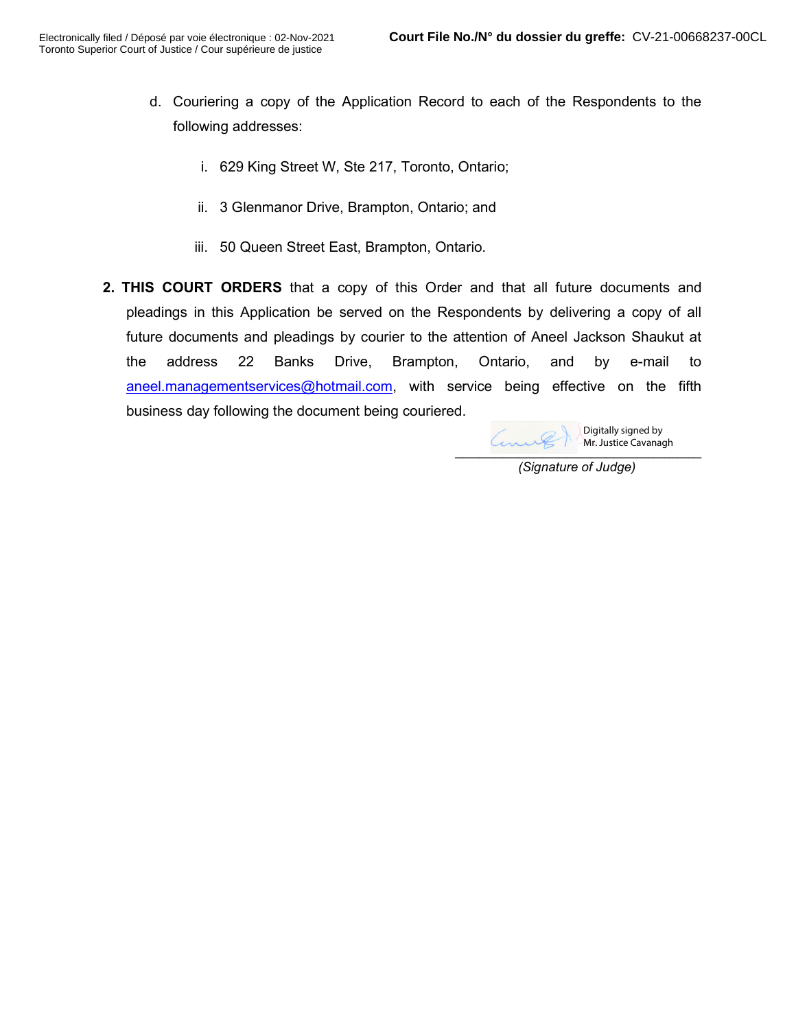d. Couriering a copy of the Application Record to each of the Respondents to the following addresses:

    i. 629 King Street W, Ste 217, Toronto, Ontario;

    ii. 3 Glenmanor Drive, Brampton, Ontario; and

    iii. 50 Queen Street East, Brampton, Ontario.

**2. THIS COURT ORDERS** that a copy of this Order and that all future documents and pleadings in this Application be served on the Respondents by delivering a copy of all future documents and pleadings by courier to the attention of Aneel Jackson Shaukut at the address 22 Banks Drive, Brampton, Ontario, and by e-mail to aneel.managementservices@hotmail.com, with service being effective on the fifth business day following the document being couriered.

Digitally signed by Mr. Justice Cavanagh

*(Signature of Judge)*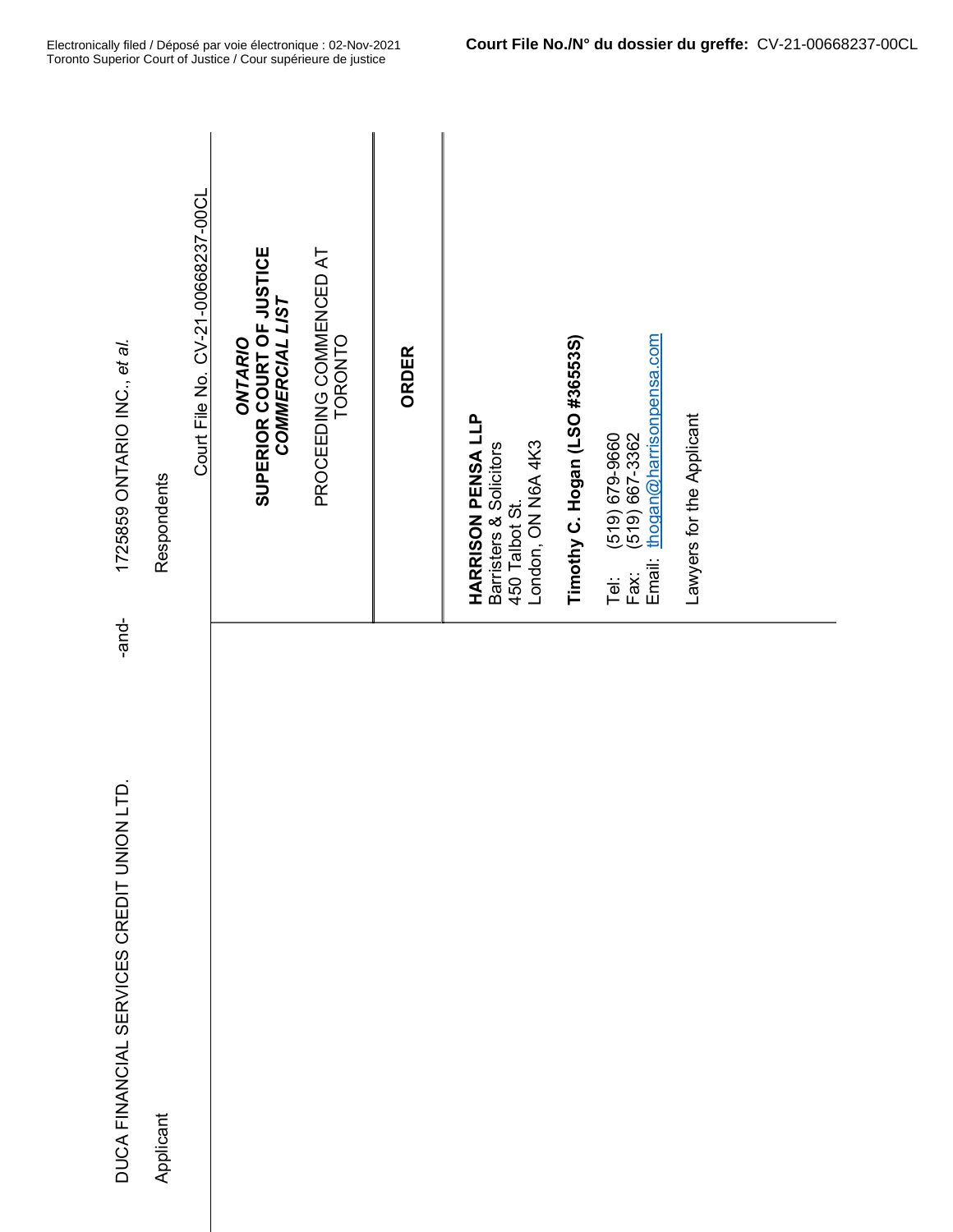DUCA FINANCIAL SERVICES CREDIT UNION LTD. -and- 1725859 ONTARIO INC., *et al.*

Applicant Respondents

Court File No. CV-21-00668237-00CL

***ONTARIO***
**SUPERIOR COURT OF JUSTICE**
***COMMERCIAL LIST***

PROCEEDING COMMENCED AT TORONTO

**ORDER**

**HARRISON PENSA LLP**
Barristers & Solicitors
450 Talbot St.
London, ON N6A 4K3

**Timothy C. Hogan (LSO #36553S)**

Tel: (519) 679-9660
Fax: (519) 667-3362
Email: thogan@harrisonpensa.com

Lawyers for the Applicant